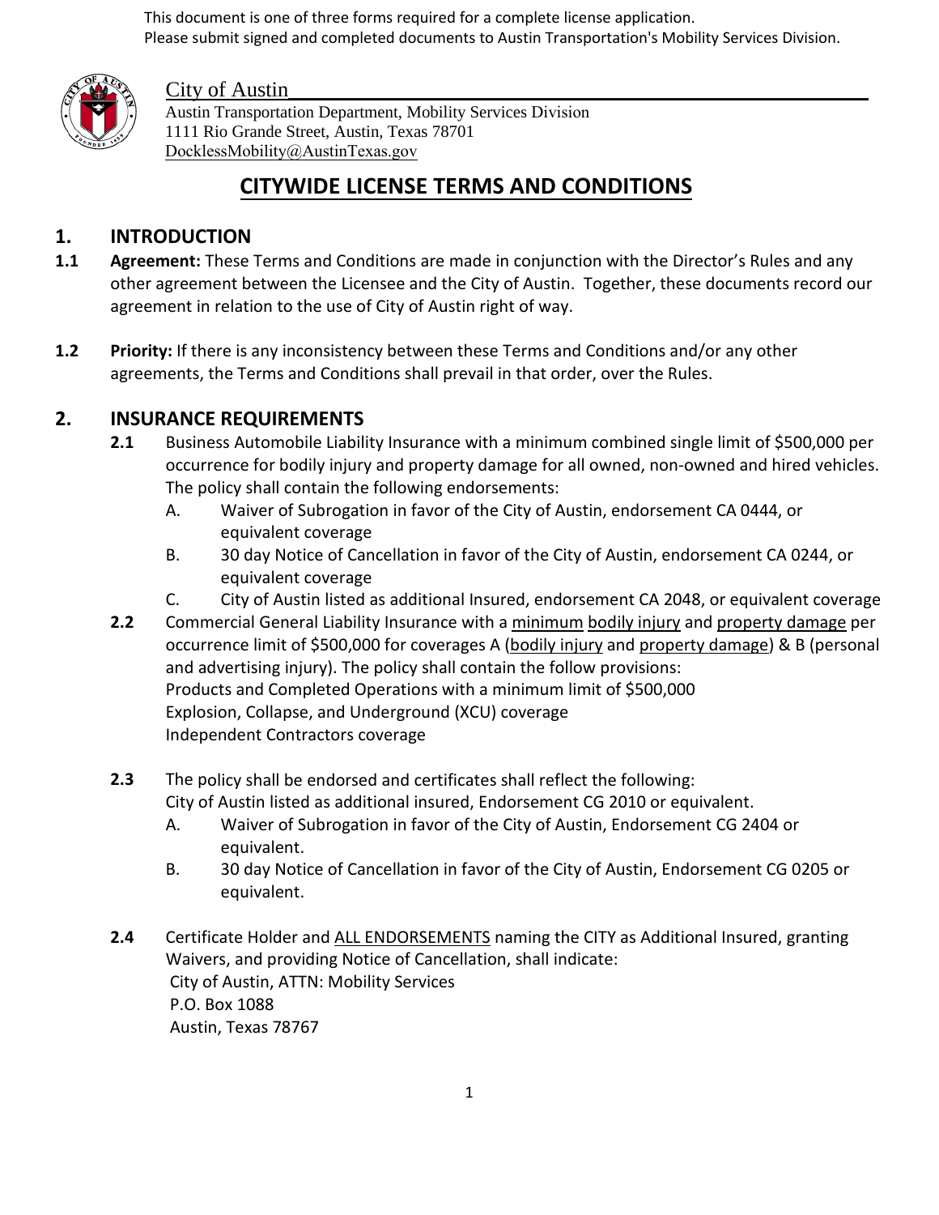This document is one of three forms required for a complete license application.
Please submit signed and completed documents to Austin Transportation's Mobility Services Division.

City of Austin

Austin Transportation Department, Mobility Services Division
1111 Rio Grande Street, Austin, Texas 78701
DocklessMobility@AustinTexas.gov

# CITYWIDE LICENSE TERMS AND CONDITIONS

## 1. INTRODUCTION

**1.1 Agreement:** These Terms and Conditions are made in conjunction with the Director's Rules and any other agreement between the Licensee and the City of Austin. Together, these documents record our agreement in relation to the use of City of Austin right of way.

**1.2 Priority:** If there is any inconsistency between these Terms and Conditions and/or any other agreements, the Terms and Conditions shall prevail in that order, over the Rules.

## 2. INSURANCE REQUIREMENTS

**2.1** Business Automobile Liability Insurance with a minimum combined single limit of $500,000 per occurrence for bodily injury and property damage for all owned, non-owned and hired vehicles. The policy shall contain the following endorsements:

A. Waiver of Subrogation in favor of the City of Austin, endorsement CA 0444, or equivalent coverage

B. 30 day Notice of Cancellation in favor of the City of Austin, endorsement CA 0244, or equivalent coverage

C. City of Austin listed as additional Insured, endorsement CA 2048, or equivalent coverage

**2.2** Commercial General Liability Insurance with a minimum bodily injury and property damage per occurrence limit of $500,000 for coverages A (bodily injury and property damage) & B (personal and advertising injury). The policy shall contain the follow provisions:
Products and Completed Operations with a minimum limit of $500,000
Explosion, Collapse, and Underground (XCU) coverage
Independent Contractors coverage

**2.3** The policy shall be endorsed and certificates shall reflect the following:
City of Austin listed as additional insured, Endorsement CG 2010 or equivalent.

A. Waiver of Subrogation in favor of the City of Austin, Endorsement CG 2404 or equivalent.

B. 30 day Notice of Cancellation in favor of the City of Austin, Endorsement CG 0205 or equivalent.

**2.4** Certificate Holder and ALL ENDORSEMENTS naming the CITY as Additional Insured, granting Waivers, and providing Notice of Cancellation, shall indicate:
City of Austin, ATTN: Mobility Services
P.O. Box 1088
Austin, Texas 78767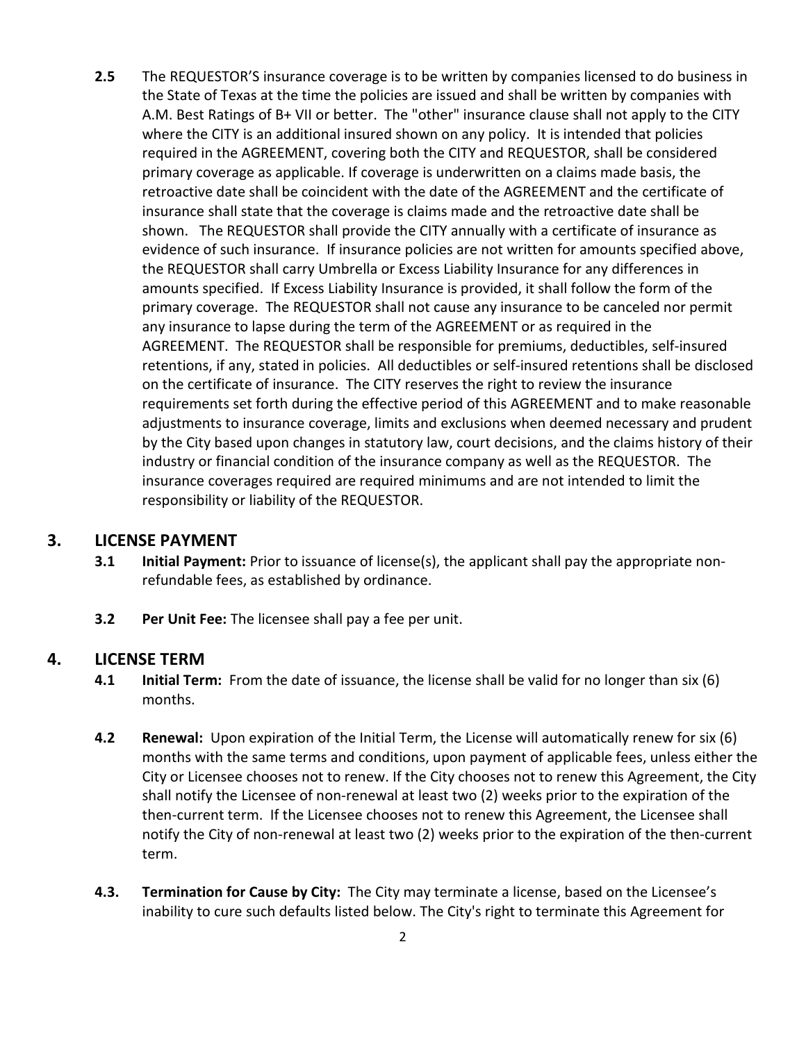**2.5** The REQUESTOR'S insurance coverage is to be written by companies licensed to do business in the State of Texas at the time the policies are issued and shall be written by companies with A.M. Best Ratings of B+ VII or better. The "other" insurance clause shall not apply to the CITY where the CITY is an additional insured shown on any policy. It is intended that policies required in the AGREEMENT, covering both the CITY and REQUESTOR, shall be considered primary coverage as applicable. If coverage is underwritten on a claims made basis, the retroactive date shall be coincident with the date of the AGREEMENT and the certificate of insurance shall state that the coverage is claims made and the retroactive date shall be shown. The REQUESTOR shall provide the CITY annually with a certificate of insurance as evidence of such insurance. If insurance policies are not written for amounts specified above, the REQUESTOR shall carry Umbrella or Excess Liability Insurance for any differences in amounts specified. If Excess Liability Insurance is provided, it shall follow the form of the primary coverage. The REQUESTOR shall not cause any insurance to be canceled nor permit any insurance to lapse during the term of the AGREEMENT or as required in the AGREEMENT. The REQUESTOR shall be responsible for premiums, deductibles, self-insured retentions, if any, stated in policies. All deductibles or self-insured retentions shall be disclosed on the certificate of insurance. The CITY reserves the right to review the insurance requirements set forth during the effective period of this AGREEMENT and to make reasonable adjustments to insurance coverage, limits and exclusions when deemed necessary and prudent by the City based upon changes in statutory law, court decisions, and the claims history of their industry or financial condition of the insurance company as well as the REQUESTOR. The insurance coverages required are required minimums and are not intended to limit the responsibility or liability of the REQUESTOR.

## 3. LICENSE PAYMENT

**3.1** **Initial Payment:** Prior to issuance of license(s), the applicant shall pay the appropriate non-refundable fees, as established by ordinance.

**3.2** **Per Unit Fee:** The licensee shall pay a fee per unit.

## 4. LICENSE TERM

**4.1** **Initial Term:** From the date of issuance, the license shall be valid for no longer than six (6) months.

**4.2** **Renewal:** Upon expiration of the Initial Term, the License will automatically renew for six (6) months with the same terms and conditions, upon payment of applicable fees, unless either the City or Licensee chooses not to renew. If the City chooses not to renew this Agreement, the City shall notify the Licensee of non-renewal at least two (2) weeks prior to the expiration of the then-current term. If the Licensee chooses not to renew this Agreement, the Licensee shall notify the City of non-renewal at least two (2) weeks prior to the expiration of the then-current term.

**4.3.** **Termination for Cause by City:** The City may terminate a license, based on the Licensee's inability to cure such defaults listed below. The City's right to terminate this Agreement for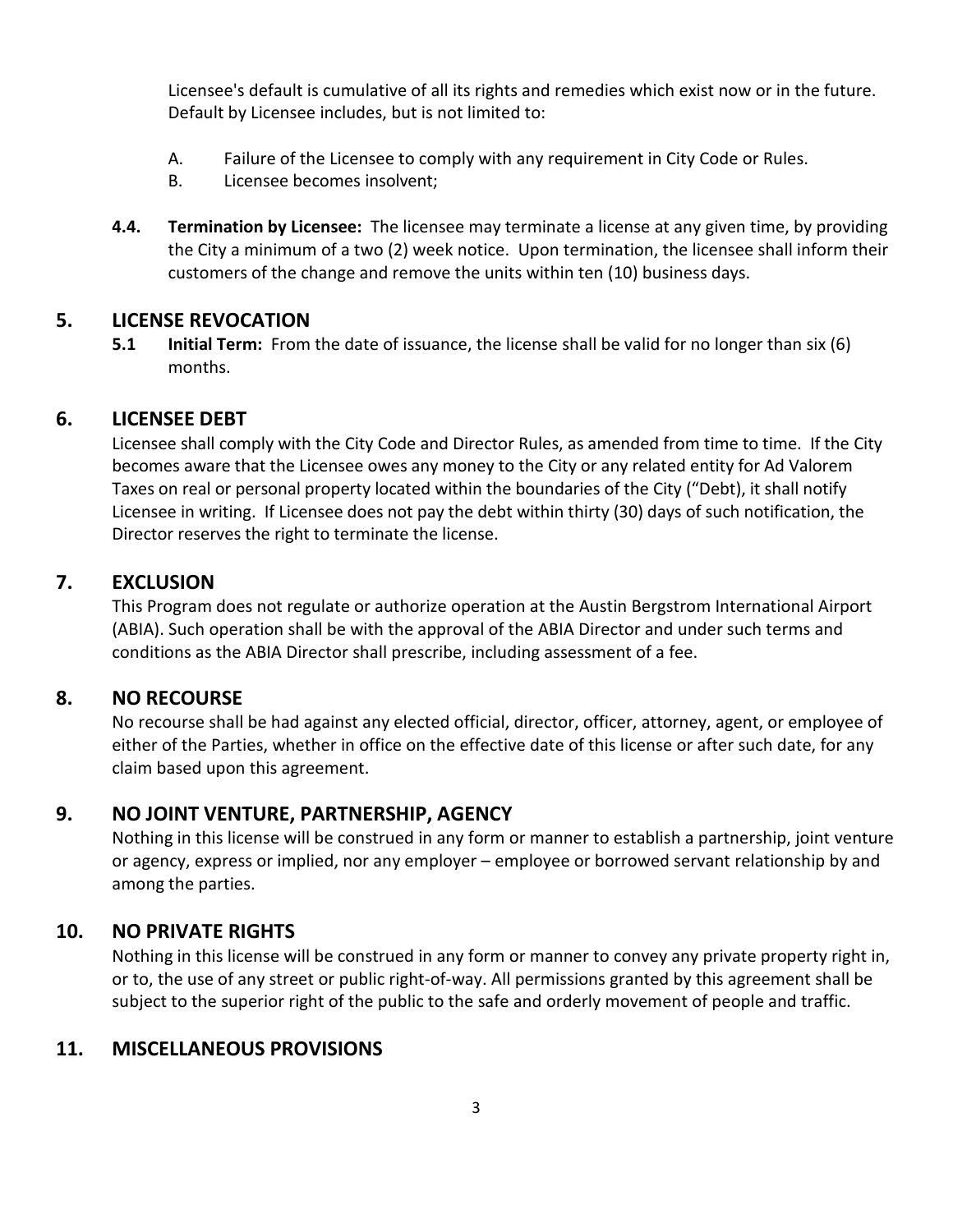Licensee's default is cumulative of all its rights and remedies which exist now or in the future. Default by Licensee includes, but is not limited to:

A. Failure of the Licensee to comply with any requirement in City Code or Rules.
B. Licensee becomes insolvent;

**4.4. Termination by Licensee:** The licensee may terminate a license at any given time, by providing the City a minimum of a two (2) week notice. Upon termination, the licensee shall inform their customers of the change and remove the units within ten (10) business days.

## 5. LICENSE REVOCATION

**5.1 Initial Term:** From the date of issuance, the license shall be valid for no longer than six (6) months.

## 6. LICENSEE DEBT

Licensee shall comply with the City Code and Director Rules, as amended from time to time. If the City becomes aware that the Licensee owes any money to the City or any related entity for Ad Valorem Taxes on real or personal property located within the boundaries of the City ("Debt), it shall notify Licensee in writing. If Licensee does not pay the debt within thirty (30) days of such notification, the Director reserves the right to terminate the license.

## 7. EXCLUSION

This Program does not regulate or authorize operation at the Austin Bergstrom International Airport (ABIA). Such operation shall be with the approval of the ABIA Director and under such terms and conditions as the ABIA Director shall prescribe, including assessment of a fee.

## 8. NO RECOURSE

No recourse shall be had against any elected official, director, officer, attorney, agent, or employee of either of the Parties, whether in office on the effective date of this license or after such date, for any claim based upon this agreement.

## 9. NO JOINT VENTURE, PARTNERSHIP, AGENCY

Nothing in this license will be construed in any form or manner to establish a partnership, joint venture or agency, express or implied, nor any employer – employee or borrowed servant relationship by and among the parties.

## 10. NO PRIVATE RIGHTS

Nothing in this license will be construed in any form or manner to convey any private property right in, or to, the use of any street or public right-of-way. All permissions granted by this agreement shall be subject to the superior right of the public to the safe and orderly movement of people and traffic.

## 11. MISCELLANEOUS PROVISIONS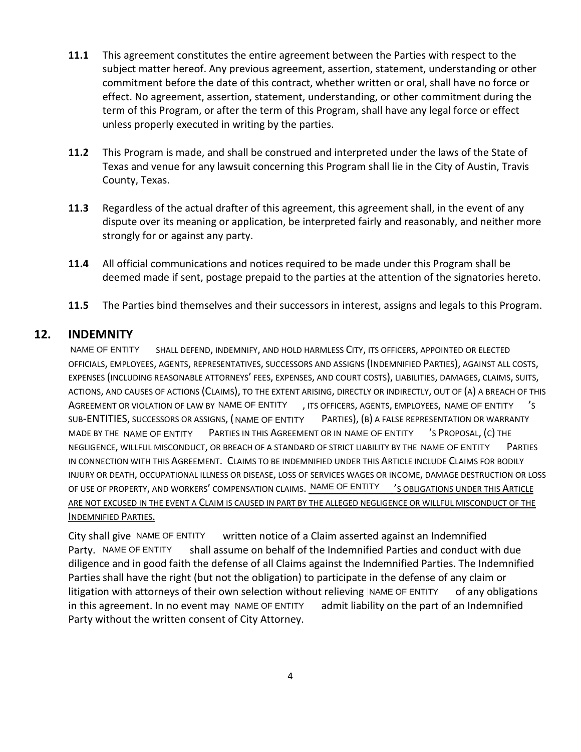**11.1** This agreement constitutes the entire agreement between the Parties with respect to the subject matter hereof. Any previous agreement, assertion, statement, understanding or other commitment before the date of this contract, whether written or oral, shall have no force or effect. No agreement, assertion, statement, understanding, or other commitment during the term of this Program, or after the term of this Program, shall have any legal force or effect unless properly executed in writing by the parties.

**11.2** This Program is made, and shall be construed and interpreted under the laws of the State of Texas and venue for any lawsuit concerning this Program shall lie in the City of Austin, Travis County, Texas.

**11.3** Regardless of the actual drafter of this agreement, this agreement shall, in the event of any dispute over its meaning or application, be interpreted fairly and reasonably, and neither more strongly for or against any party.

**11.4** All official communications and notices required to be made under this Program shall be deemed made if sent, postage prepaid to the parties at the attention of the signatories hereto.

**11.5** The Parties bind themselves and their successors in interest, assigns and legals to this Program.

## 12. INDEMNITY

NAME OF ENTITY SHALL DEFEND, INDEMNIFY, AND HOLD HARMLESS CITY, ITS OFFICERS, APPOINTED OR ELECTED OFFICIALS, EMPLOYEES, AGENTS, REPRESENTATIVES, SUCCESSORS AND ASSIGNS (INDEMNIFIED PARTIES), AGAINST ALL COSTS, EXPENSES (INCLUDING REASONABLE ATTORNEYS' FEES, EXPENSES, AND COURT COSTS), LIABILITIES, DAMAGES, CLAIMS, SUITS, ACTIONS, AND CAUSES OF ACTIONS (CLAIMS), TO THE EXTENT ARISING, DIRECTLY OR INDIRECTLY, OUT OF (A) A BREACH OF THIS AGREEMENT OR VIOLATION OF LAW BY NAME OF ENTITY, ITS OFFICERS, AGENTS, EMPLOYEES, NAME OF ENTITY'S SUB-ENTITIES, SUCCESSORS OR ASSIGNS, (NAME OF ENTITY PARTIES), (B) A FALSE REPRESENTATION OR WARRANTY MADE BY THE NAME OF ENTITY PARTIES IN THIS AGREEMENT OR IN NAME OF ENTITY'S PROPOSAL, (C) THE NEGLIGENCE, WILLFUL MISCONDUCT, OR BREACH OF A STANDARD OF STRICT LIABILITY BY THE NAME OF ENTITY PARTIES IN CONNECTION WITH THIS AGREEMENT. CLAIMS TO BE INDEMNIFIED UNDER THIS ARTICLE INCLUDE CLAIMS FOR BODILY INJURY OR DEATH, OCCUPATIONAL ILLNESS OR DISEASE, LOSS OF SERVICES WAGES OR INCOME, DAMAGE DESTRUCTION OR LOSS OF USE OF PROPERTY, AND WORKERS' COMPENSATION CLAIMS. <u>NAME OF ENTITY'S OBLIGATIONS UNDER THIS ARTICLE ARE NOT EXCUSED IN THE EVENT A CLAIM IS CAUSED IN PART BY THE ALLEGED NEGLIGENCE OR WILLFUL MISCONDUCT OF THE INDEMNIFIED PARTIES.</u>

City shall give NAME OF ENTITY written notice of a Claim asserted against an Indemnified Party. NAME OF ENTITY shall assume on behalf of the Indemnified Parties and conduct with due diligence and in good faith the defense of all Claims against the Indemnified Parties. The Indemnified Parties shall have the right (but not the obligation) to participate in the defense of any claim or litigation with attorneys of their own selection without relieving NAME OF ENTITY of any obligations in this agreement. In no event may NAME OF ENTITY admit liability on the part of an Indemnified Party without the written consent of City Attorney.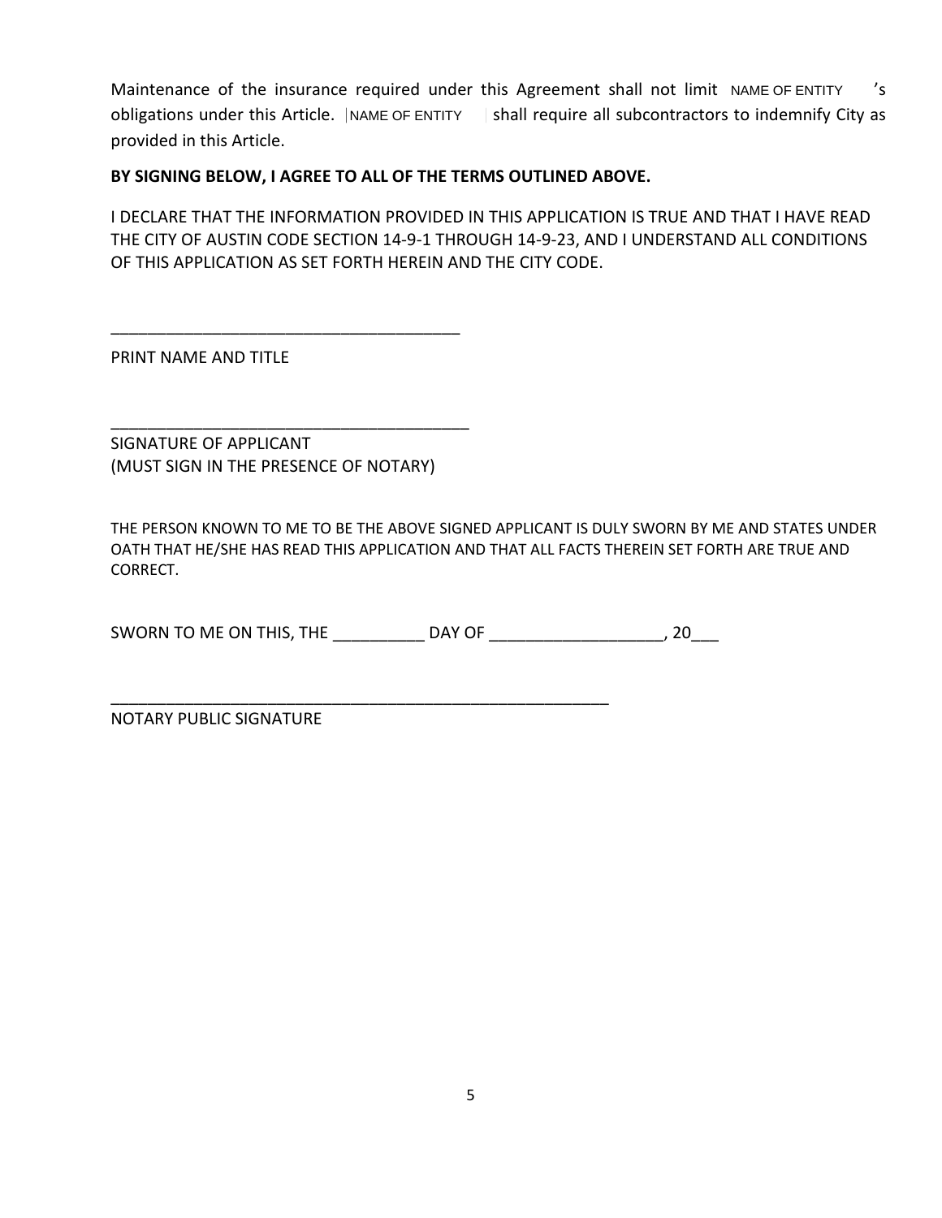Maintenance of the insurance required under this Agreement shall not limit NAME OF ENTITY 's obligations under this Article. NAME OF ENTITY shall require all subcontractors to indemnify City as provided in this Article.

**BY SIGNING BELOW, I AGREE TO ALL OF THE TERMS OUTLINED ABOVE.**

I DECLARE THAT THE INFORMATION PROVIDED IN THIS APPLICATION IS TRUE AND THAT I HAVE READ THE CITY OF AUSTIN CODE SECTION 14-9-1 THROUGH 14-9-23, AND I UNDERSTAND ALL CONDITIONS OF THIS APPLICATION AS SET FORTH HEREIN AND THE CITY CODE.

______________________________________

PRINT NAME AND TITLE

_______________________________________

SIGNATURE OF APPLICANT
(MUST SIGN IN THE PRESENCE OF NOTARY)

THE PERSON KNOWN TO ME TO BE THE ABOVE SIGNED APPLICANT IS DULY SWORN BY ME AND STATES UNDER OATH THAT HE/SHE HAS READ THIS APPLICATION AND THAT ALL FACTS THEREIN SET FORTH ARE TRUE AND CORRECT.

SWORN TO ME ON THIS, THE __________ DAY OF ___________________, 20___

_________________________________________________________

NOTARY PUBLIC SIGNATURE